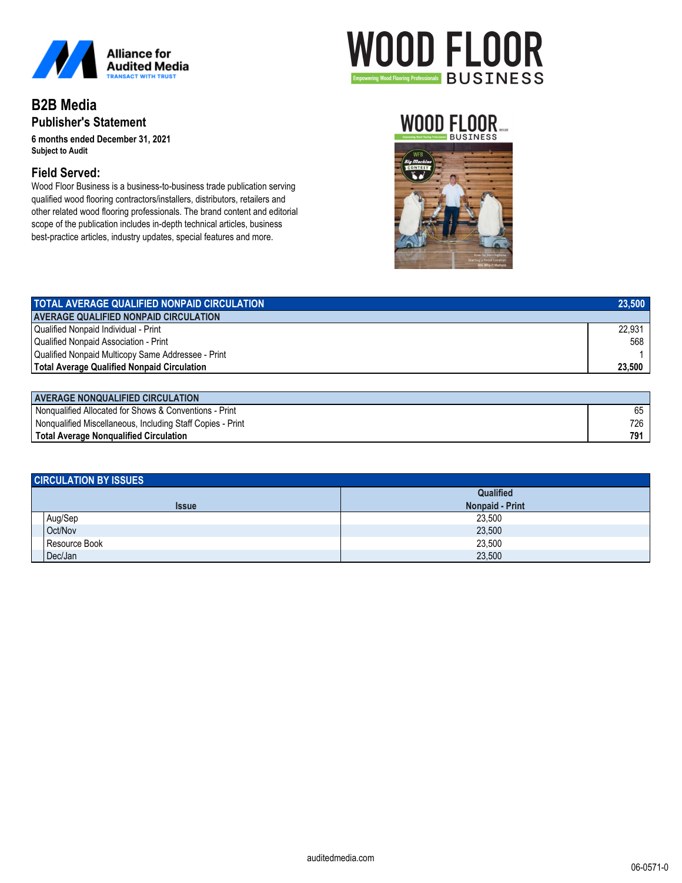Alliance for Audited Media
TRANSACT WITH TRUST

# WOOD FLOOR BUSINESS

Empowering Wood Flooring Professionals

## B2B Media

### Publisher's Statement

**6 months ended December 31, 2021**
**Subject to Audit**

### Field Served:

Wood Floor Business is a business-to-business trade publication serving qualified wood flooring contractors/installers, distributors, retailers and other related wood flooring professionals. The brand content and editorial scope of the publication includes in-depth technical articles, business best-practice articles, industry updates, special features and more.

| TOTAL AVERAGE QUALIFIED NONPAID CIRCULATION | 23,500 |
|---|---|
| **AVERAGE QUALIFIED NONPAID CIRCULATION** | |
| Qualified Nonpaid Individual - Print | 22,931 |
| Qualified Nonpaid Association - Print | 568 |
| Qualified Nonpaid Multicopy Same Addressee - Print | 1 |
| **Total Average Qualified Nonpaid Circulation** | **23,500** |

| AVERAGE NONQUALIFIED CIRCULATION | |
|---|---|
| Nonqualified Allocated for Shows & Conventions - Print | 65 |
| Nonqualified Miscellaneous, Including Staff Copies - Print | 726 |
| **Total Average Nonqualified Circulation** | **791** |

**CIRCULATION BY ISSUES**

| Issue | Qualified Nonpaid - Print |
|---|---|
| Aug/Sep | 23,500 |
| Oct/Nov | 23,500 |
| Resource Book | 23,500 |
| Dec/Jan | 23,500 |

auditedmedia.com

06-0571-0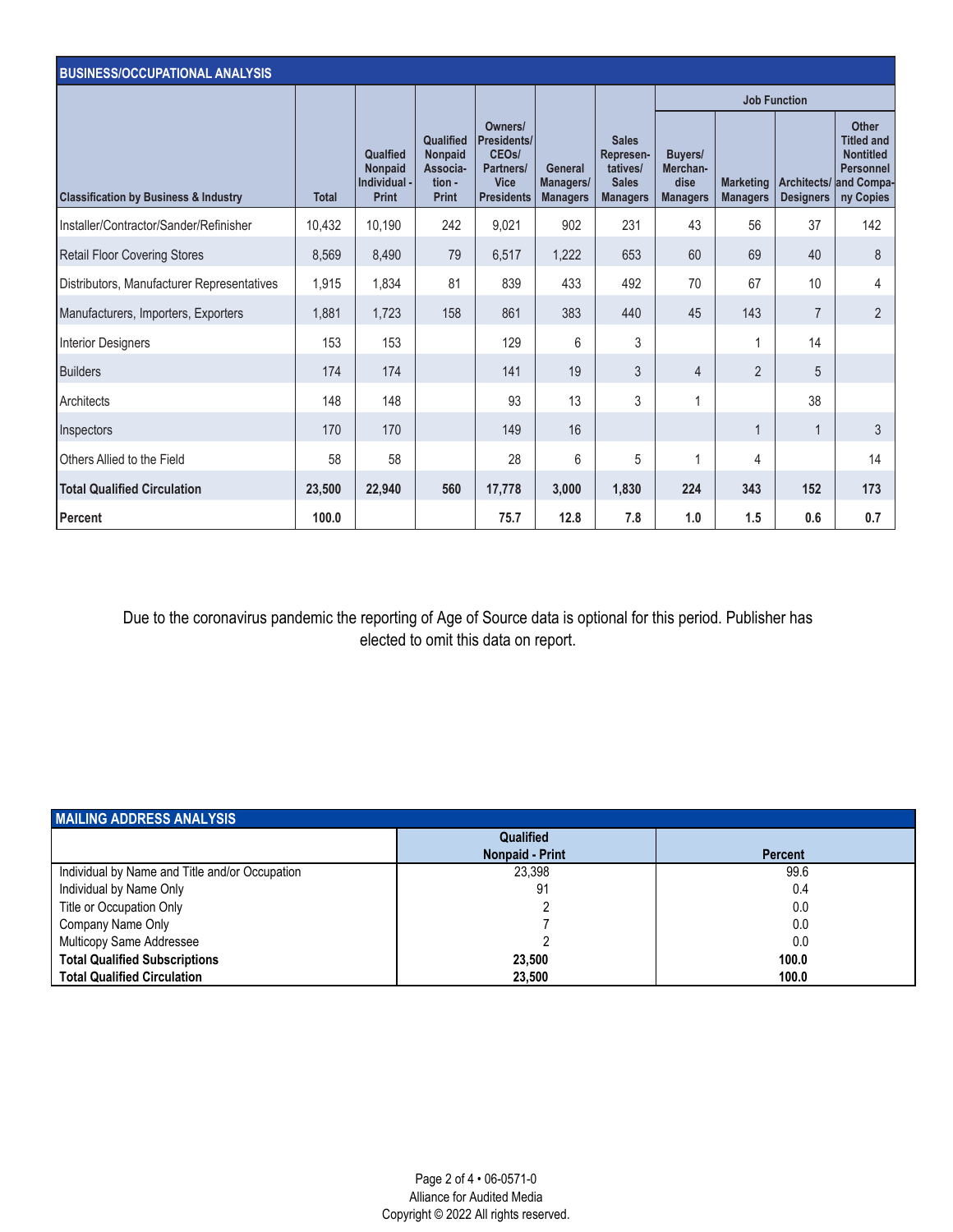## BUSINESS/OCCUPATIONAL ANALYSIS

| Classification by Business & Industry | Total | Qualfied Nonpaid Individual - Print | Qualified Nonpaid Association - Print | Owners/ Presidents/ CEOs/ Partners/ Vice Presidents | General Managers/ Managers | Sales Representatives/ Sales Managers | Job Function | | | |
|---|---|---|---|---|---|---|---|---|---|---|
| | | | | | | | Buyers/ Merchandise Managers | Marketing Managers | Architects/ Designers | Other Titled and Nontitled Personnel and Company Copies |
| Installer/Contractor/Sander/Refinisher | 10,432 | 10,190 | 242 | 9,021 | 902 | 231 | 43 | 56 | 37 | 142 |
| Retail Floor Covering Stores | 8,569 | 8,490 | 79 | 6,517 | 1,222 | 653 | 60 | 69 | 40 | 8 |
| Distributors, Manufacturer Representatives | 1,915 | 1,834 | 81 | 839 | 433 | 492 | 70 | 67 | 10 | 4 |
| Manufacturers, Importers, Exporters | 1,881 | 1,723 | 158 | 861 | 383 | 440 | 45 | 143 | 7 | 2 |
| Interior Designers | 153 | 153 | | 129 | 6 | 3 | | 1 | 14 | |
| Builders | 174 | 174 | | 141 | 19 | 3 | 4 | 2 | 5 | |
| Architects | 148 | 148 | | 93 | 13 | 3 | 1 | | 38 | |
| Inspectors | 170 | 170 | | 149 | 16 | | | 1 | 1 | 3 |
| Others Allied to the Field | 58 | 58 | | 28 | 6 | 5 | 1 | 4 | | 14 |
| **Total Qualified Circulation** | **23,500** | **22,940** | **560** | **17,778** | **3,000** | **1,830** | **224** | **343** | **152** | **173** |
| **Percent** | **100.0** | | | **75.7** | **12.8** | **7.8** | **1.0** | **1.5** | **0.6** | **0.7** |

Due to the coronavirus pandemic the reporting of Age of Source data is optional for this period. Publisher has elected to omit this data on report.

## MAILING ADDRESS ANALYSIS

| | Qualified Nonpaid - Print | Percent |
|---|---|---|
| Individual by Name and Title and/or Occupation | 23,398 | 99.6 |
| Individual by Name Only | 91 | 0.4 |
| Title or Occupation Only | 2 | 0.0 |
| Company Name Only | 7 | 0.0 |
| Multicopy Same Addressee | 2 | 0.0 |
| **Total Qualified Subscriptions** | **23,500** | **100.0** |
| **Total Qualified Circulation** | **23,500** | **100.0** |

06-0571-0
Alliance for Audited Media
Copyright © 2022 All rights reserved.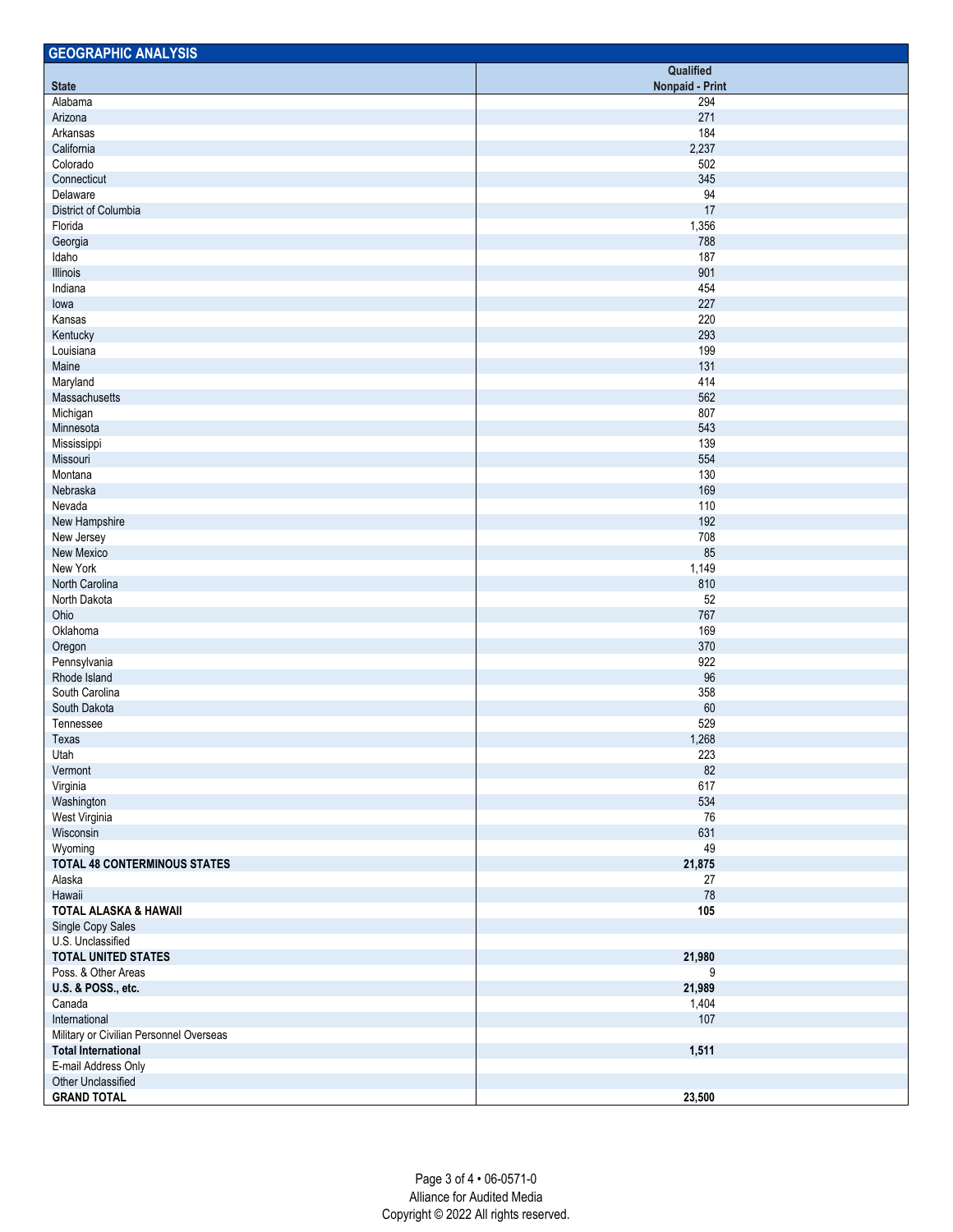## GEOGRAPHIC ANALYSIS

| State | Qualified Nonpaid - Print |
|---|---|
| Alabama | 294 |
| Arizona | 271 |
| Arkansas | 184 |
| California | 2,237 |
| Colorado | 502 |
| Connecticut | 345 |
| Delaware | 94 |
| District of Columbia | 17 |
| Florida | 1,356 |
| Georgia | 788 |
| Idaho | 187 |
| Illinois | 901 |
| Indiana | 454 |
| Iowa | 227 |
| Kansas | 220 |
| Kentucky | 293 |
| Louisiana | 199 |
| Maine | 131 |
| Maryland | 414 |
| Massachusetts | 562 |
| Michigan | 807 |
| Minnesota | 543 |
| Mississippi | 139 |
| Missouri | 554 |
| Montana | 130 |
| Nebraska | 169 |
| Nevada | 110 |
| New Hampshire | 192 |
| New Jersey | 708 |
| New Mexico | 85 |
| New York | 1,149 |
| North Carolina | 810 |
| North Dakota | 52 |
| Ohio | 767 |
| Oklahoma | 169 |
| Oregon | 370 |
| Pennsylvania | 922 |
| Rhode Island | 96 |
| South Carolina | 358 |
| South Dakota | 60 |
| Tennessee | 529 |
| Texas | 1,268 |
| Utah | 223 |
| Vermont | 82 |
| Virginia | 617 |
| Washington | 534 |
| West Virginia | 76 |
| Wisconsin | 631 |
| Wyoming | 49 |
| **TOTAL 48 CONTERMINOUS STATES** | **21,875** |
| Alaska | 27 |
| Hawaii | 78 |
| **TOTAL ALASKA & HAWAII** | **105** |
| Single Copy Sales | |
| U.S. Unclassified | |
| **TOTAL UNITED STATES** | **21,980** |
| Poss. & Other Areas | 9 |
| **U.S. & POSS., etc.** | **21,989** |
| Canada | 1,404 |
| International | 107 |
| Military or Civilian Personnel Overseas | |
| **Total International** | **1,511** |
| E-mail Address Only | |
| Other Unclassified | |
| **GRAND TOTAL** | **23,500** |

06-0571-0

Alliance for Audited Media

Copyright © 2022 All rights reserved.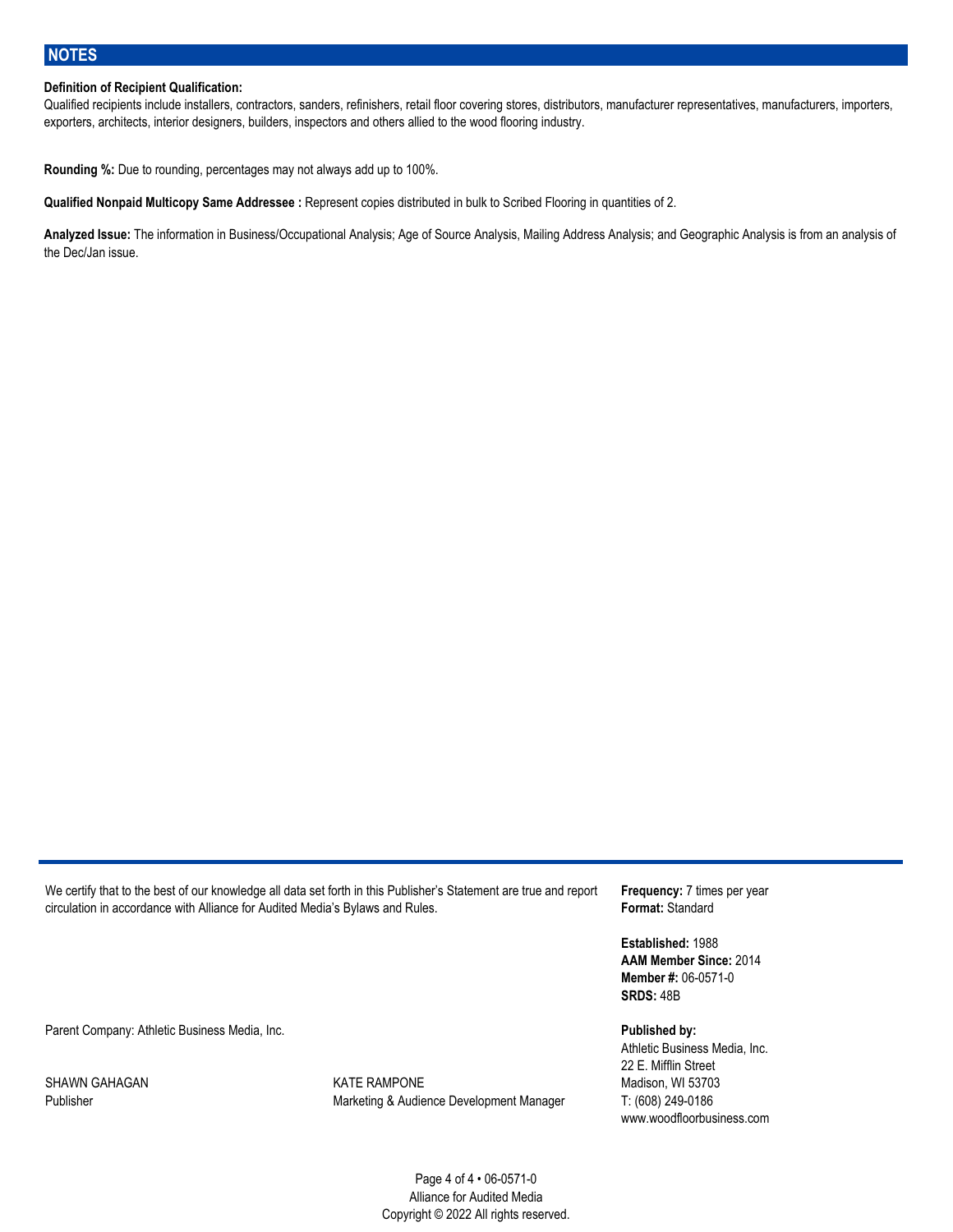## NOTES

**Definition of Recipient Qualification:**
Qualified recipients include installers, contractors, sanders, refinishers, retail floor covering stores, distributors, manufacturer representatives, manufacturers, importers, exporters, architects, interior designers, builders, inspectors and others allied to the wood flooring industry.

**Rounding %:** Due to rounding, percentages may not always add up to 100%.

**Qualified Nonpaid Multicopy Same Addressee :** Represent copies distributed in bulk to Scribed Flooring in quantities of 2.

**Analyzed Issue:** The information in Business/Occupational Analysis; Age of Source Analysis, Mailing Address Analysis; and Geographic Analysis is from an analysis of the Dec/Jan issue.

---

We certify that to the best of our knowledge all data set forth in this Publisher's Statement are true and report circulation in accordance with Alliance for Audited Media's Bylaws and Rules.

Parent Company: Athletic Business Media, Inc.

SHAWN GAHAGAN
Publisher

KATE RAMPONE
Marketing & Audience Development Manager

**Frequency:** 7 times per year
**Format:** Standard

**Established:** 1988
**AAM Member Since:** 2014
**Member #:** 06-0571-0
**SRDS:** 48B

**Published by:**
Athletic Business Media, Inc.
22 E. Mifflin Street
Madison, WI 53703
T: (608) 249-0186
www.woodfloorbusiness.com

Alliance for Audited Media
Copyright © 2022 All rights reserved.